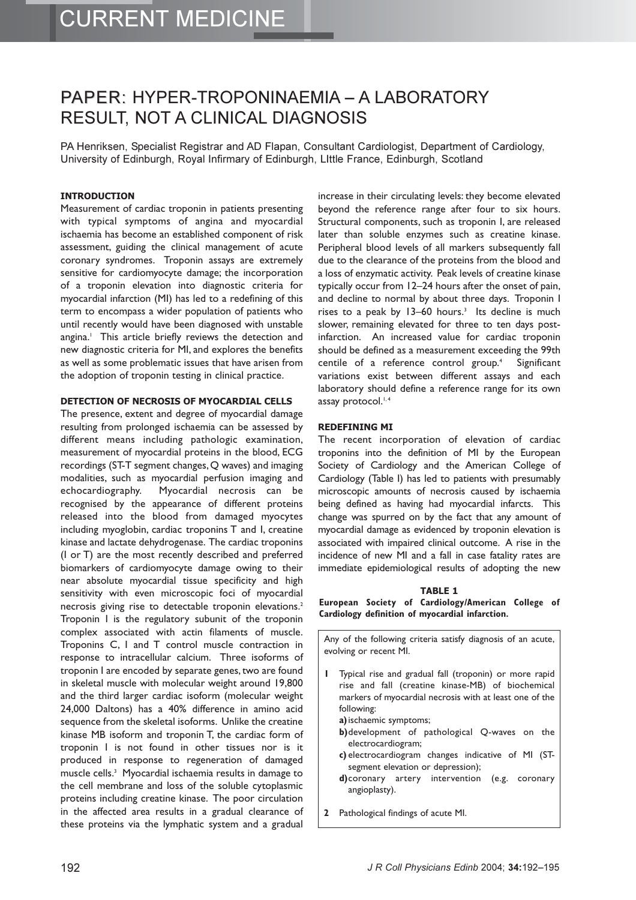CURRENT MEDICINE

# PAPER: HYPER-TROPONINAEMIA – A LABORATORY RESULT, NOT A CLINICAL DIAGNOSIS

PA Henriksen, Specialist Registrar and AD Flapan, Consultant Cardiologist, Department of Cardiology, University of Edinburgh, Royal Infirmary of Edinburgh, LIttle France, Edinburgh, Scotland

## INTRODUCTION

Measurement of cardiac troponin in patients presenting with typical symptoms of angina and myocardial ischaemia has become an established component of risk assessment, guiding the clinical management of acute coronary syndromes. Troponin assays are extremely sensitive for cardiomyocyte damage; the incorporation of a troponin elevation into diagnostic criteria for myocardial infarction (MI) has led to a redefining of this term to encompass a wider population of patients who until recently would have been diagnosed with unstable angina.[1] This article briefly reviews the detection and new diagnostic criteria for MI, and explores the benefits as well as some problematic issues that have arisen from the adoption of troponin testing in clinical practice.

## DETECTION OF NECROSIS OF MYOCARDIAL CELLS

The presence, extent and degree of myocardial damage resulting from prolonged ischaemia can be assessed by different means including pathologic examination, measurement of myocardial proteins in the blood, ECG recordings (ST-T segment changes, Q waves) and imaging modalities, such as myocardial perfusion imaging and echocardiography. Myocardial necrosis can be recognised by the appearance of different proteins released into the blood from damaged myocytes including myoglobin, cardiac troponins T and I, creatine kinase and lactate dehydrogenase. The cardiac troponins (I or T) are the most recently described and preferred biomarkers of cardiomyocyte damage owing to their near absolute myocardial tissue specificity and high sensitivity with even microscopic foci of myocardial necrosis giving rise to detectable troponin elevations.[2] Troponin I is the regulatory subunit of the troponin complex associated with actin filaments of muscle. Troponins C, I and T control muscle contraction in response to intracellular calcium. Three isoforms of troponin I are encoded by separate genes, two are found in skeletal muscle with molecular weight around 19,800 and the third larger cardiac isoform (molecular weight 24,000 Daltons) has a 40% difference in amino acid sequence from the skeletal isoforms. Unlike the creatine kinase MB isoform and troponin T, the cardiac form of troponin I is not found in other tissues nor is it produced in response to regeneration of damaged muscle cells.[3] Myocardial ischaemia results in damage to the cell membrane and loss of the soluble cytoplasmic proteins including creatine kinase. The poor circulation in the affected area results in a gradual clearance of these proteins via the lymphatic system and a gradual increase in their circulating levels: they become elevated beyond the reference range after four to six hours. Structural components, such as troponin I, are released later than soluble enzymes such as creatine kinase. Peripheral blood levels of all markers subsequently fall due to the clearance of the proteins from the blood and a loss of enzymatic activity. Peak levels of creatine kinase typically occur from 12–24 hours after the onset of pain, and decline to normal by about three days. Troponin I rises to a peak by 13–60 hours.[3] Its decline is much slower, remaining elevated for three to ten days post-infarction. An increased value for cardiac troponin should be defined as a measurement exceeding the 99th centile of a reference control group.[4] Significant variations exist between different assays and each laboratory should define a reference range for its own assay protocol.[1,4]

## REDEFINING MI

The recent incorporation of elevation of cardiac troponins into the definition of MI by the European Society of Cardiology and the American College of Cardiology (Table I) has led to patients with presumably microscopic amounts of necrosis caused by ischaemia being defined as having had myocardial infarcts. This change was spurred on by the fact that any amount of myocardial damage as evidenced by troponin elevation is associated with impaired clinical outcome. A rise in the incidence of new MI and a fall in case fatality rates are immediate epidemiological results of adopting the new

**TABLE 1**

**European Society of Cardiology/American College of Cardiology definition of myocardial infarction.**

Any of the following criteria satisfy diagnosis of an acute, evolving or recent MI.

1. Typical rise and gradual fall (troponin) or more rapid rise and fall (creatine kinase-MB) of biochemical markers of myocardial necrosis with at least one of the following:
   - **a)** ischaemic symptoms;
   - **b)** development of pathological Q-waves on the electrocardiogram;
   - **c)** electrocardiogram changes indicative of MI (ST-segment elevation or depression);
   - **d)** coronary artery intervention (e.g. coronary angioplasty).
2. Pathological findings of acute MI.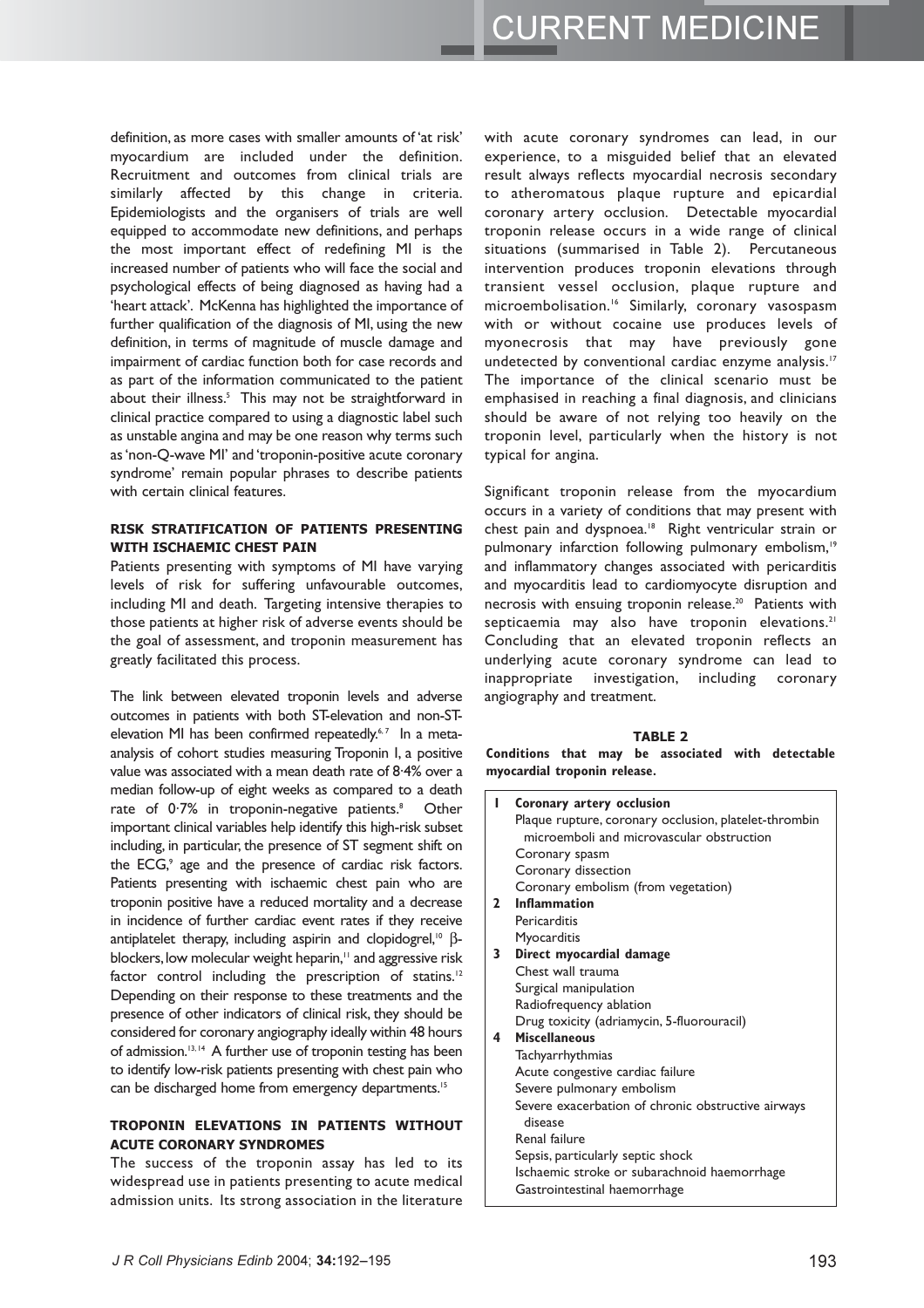definition, as more cases with smaller amounts of 'at risk' myocardium are included under the definition. Recruitment and outcomes from clinical trials are similarly affected by this change in criteria. Epidemiologists and the organisers of trials are well equipped to accommodate new definitions, and perhaps the most important effect of redefining MI is the increased number of patients who will face the social and psychological effects of being diagnosed as having had a 'heart attack'. McKenna has highlighted the importance of further qualification of the diagnosis of MI, using the new definition, in terms of magnitude of muscle damage and impairment of cardiac function both for case records and as part of the information communicated to the patient about their illness.[5] This may not be straightforward in clinical practice compared to using a diagnostic label such as unstable angina and may be one reason why terms such as 'non-Q-wave MI' and 'troponin-positive acute coronary syndrome' remain popular phrases to describe patients with certain clinical features.

## RISK STRATIFICATION OF PATIENTS PRESENTING WITH ISCHAEMIC CHEST PAIN

Patients presenting with symptoms of MI have varying levels of risk for suffering unfavourable outcomes, including MI and death. Targeting intensive therapies to those patients at higher risk of adverse events should be the goal of assessment, and troponin measurement has greatly facilitated this process.

The link between elevated troponin levels and adverse outcomes in patients with both ST-elevation and non-ST-elevation MI has been confirmed repeatedly.[6,7] In a meta-analysis of cohort studies measuring Troponin I, a positive value was associated with a mean death rate of 8·4% over a median follow-up of eight weeks as compared to a death rate of 0·7% in troponin-negative patients.[8] Other important clinical variables help identify this high-risk subset including, in particular, the presence of ST segment shift on the ECG,[9] age and the presence of cardiac risk factors. Patients presenting with ischaemic chest pain who are troponin positive have a reduced mortality and a decrease in incidence of further cardiac event rates if they receive antiplatelet therapy, including aspirin and clopidogrel,[10] $\beta$-blockers, low molecular weight heparin,[11] and aggressive risk factor control including the prescription of statins.[12] Depending on their response to these treatments and the presence of other indicators of clinical risk, they should be considered for coronary angiography ideally within 48 hours of admission.[13,14] A further use of troponin testing has been to identify low-risk patients presenting with chest pain who can be discharged home from emergency departments.[15]

## TROPONIN ELEVATIONS IN PATIENTS WITHOUT ACUTE CORONARY SYNDROMES

The success of the troponin assay has led to its widespread use in patients presenting to acute medical admission units. Its strong association in the literature with acute coronary syndromes can lead, in our experience, to a misguided belief that an elevated result always reflects myocardial necrosis secondary to atheromatous plaque rupture and epicardial coronary artery occlusion. Detectable myocardial troponin release occurs in a wide range of clinical situations (summarised in Table 2). Percutaneous intervention produces troponin elevations through transient vessel occlusion, plaque rupture and microembolisation.[16] Similarly, coronary vasospasm with or without cocaine use produces levels of myonecrosis that may have previously gone undetected by conventional cardiac enzyme analysis.[17] The importance of the clinical scenario must be emphasised in reaching a final diagnosis, and clinicians should be aware of not relying too heavily on the troponin level, particularly when the history is not typical for angina.

Significant troponin release from the myocardium occurs in a variety of conditions that may present with chest pain and dyspnoea.[18] Right ventricular strain or pulmonary infarction following pulmonary embolism,[19] and inflammatory changes associated with pericarditis and myocarditis lead to cardiomyocyte disruption and necrosis with ensuing troponin release.[20] Patients with septicaemia may also have troponin elevations.[21] Concluding that an elevated troponin reflects an underlying acute coronary syndrome can lead to inappropriate investigation, including coronary angiography and treatment.

**TABLE 2**
**Conditions that may be associated with detectable myocardial troponin release.**

| | |
|---|---|
| **1** | **Coronary artery occlusion** |
| | Plaque rupture, coronary occlusion, platelet-thrombin microemboli and microvascular obstruction |
| | Coronary spasm |
| | Coronary dissection |
| | Coronary embolism (from vegetation) |
| **2** | **Inflammation** |
| | Pericarditis |
| | Myocarditis |
| **3** | **Direct myocardial damage** |
| | Chest wall trauma |
| | Surgical manipulation |
| | Radiofrequency ablation |
| | Drug toxicity (adriamycin, 5-fluorouracil) |
| **4** | **Miscellaneous** |
| | Tachyarrhythmias |
| | Acute congestive cardiac failure |
| | Severe pulmonary embolism |
| | Severe exacerbation of chronic obstructive airways disease |
| | Renal failure |
| | Sepsis, particularly septic shock |
| | Ischaemic stroke or subarachnoid haemorrhage |
| | Gastrointestinal haemorrhage |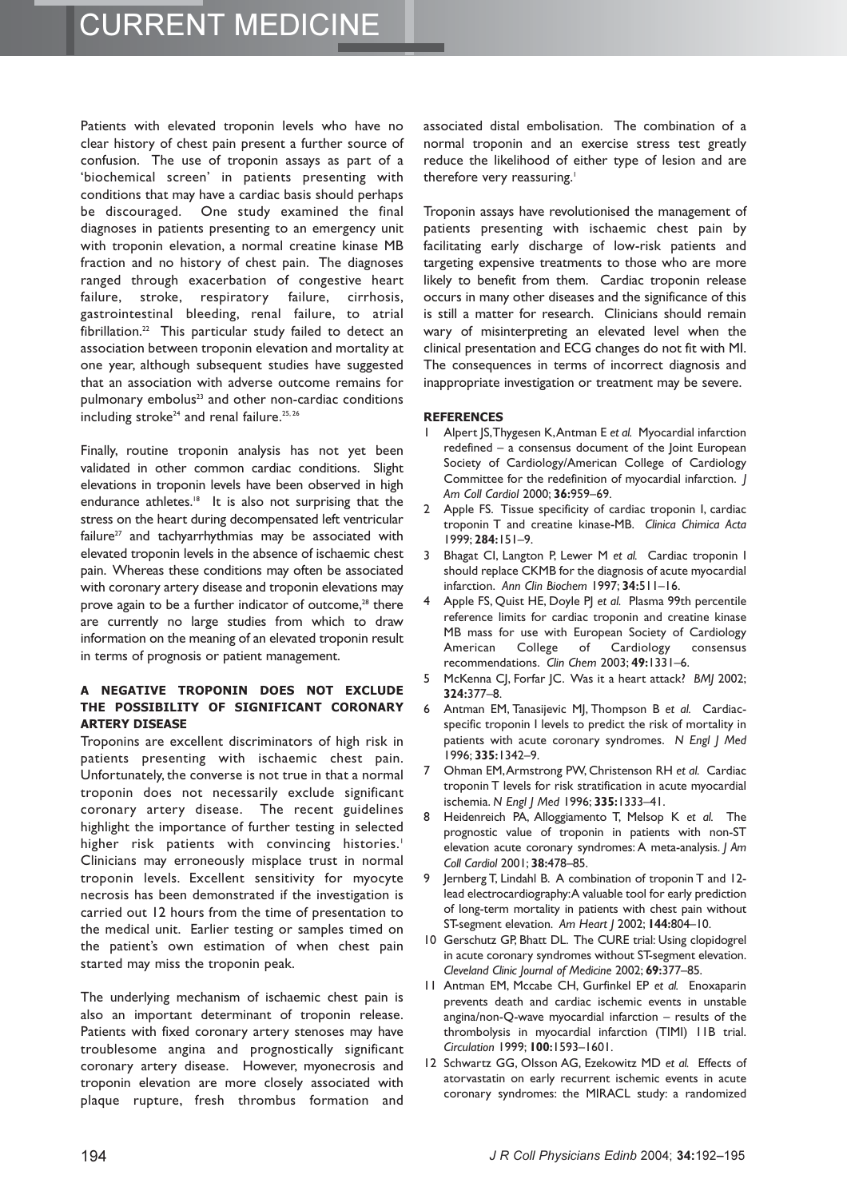Patients with elevated troponin levels who have no clear history of chest pain present a further source of confusion. The use of troponin assays as part of a 'biochemical screen' in patients presenting with conditions that may have a cardiac basis should perhaps be discouraged. One study examined the final diagnoses in patients presenting to an emergency unit with troponin elevation, a normal creatine kinase MB fraction and no history of chest pain. The diagnoses ranged through exacerbation of congestive heart failure, stroke, respiratory failure, cirrhosis, gastrointestinal bleeding, renal failure, to atrial fibrillation.[22] This particular study failed to detect an association between troponin elevation and mortality at one year, although subsequent studies have suggested that an association with adverse outcome remains for pulmonary embolus[23] and other non-cardiac conditions including stroke[24] and renal failure.[25, 26]

Finally, routine troponin analysis has not yet been validated in other common cardiac conditions. Slight elevations in troponin levels have been observed in high endurance athletes.[18] It is also not surprising that the stress on the heart during decompensated left ventricular failure[27] and tachyarrhythmias may be associated with elevated troponin levels in the absence of ischaemic chest pain. Whereas these conditions may often be associated with coronary artery disease and troponin elevations may prove again to be a further indicator of outcome,[28] there are currently no large studies from which to draw information on the meaning of an elevated troponin result in terms of prognosis or patient management.

### A NEGATIVE TROPONIN DOES NOT EXCLUDE THE POSSIBILITY OF SIGNIFICANT CORONARY ARTERY DISEASE

Troponins are excellent discriminators of high risk in patients presenting with ischaemic chest pain. Unfortunately, the converse is not true in that a normal troponin does not necessarily exclude significant coronary artery disease. The recent guidelines highlight the importance of further testing in selected higher risk patients with convincing histories.[1] Clinicians may erroneously misplace trust in normal troponin levels. Excellent sensitivity for myocyte necrosis has been demonstrated if the investigation is carried out 12 hours from the time of presentation to the medical unit. Earlier testing or samples timed on the patient's own estimation of when chest pain started may miss the troponin peak.

The underlying mechanism of ischaemic chest pain is also an important determinant of troponin release. Patients with fixed coronary artery stenoses may have troublesome angina and prognostically significant coronary artery disease. However, myonecrosis and troponin elevation are more closely associated with plaque rupture, fresh thrombus formation and associated distal embolisation. The combination of a normal troponin and an exercise stress test greatly reduce the likelihood of either type of lesion and are therefore very reassuring.[1]

Troponin assays have revolutionised the management of patients presenting with ischaemic chest pain by facilitating early discharge of low-risk patients and targeting expensive treatments to those who are more likely to benefit from them. Cardiac troponin release occurs in many other diseases and the significance of this is still a matter for research. Clinicians should remain wary of misinterpreting an elevated level when the clinical presentation and ECG changes do not fit with MI. The consequences in terms of incorrect diagnosis and inappropriate investigation or treatment may be severe.

### REFERENCES

1. Alpert JS, Thygesen K, Antman E *et al.* Myocardial infarction redefined – a consensus document of the Joint European Society of Cardiology/American College of Cardiology Committee for the redefinition of myocardial infarction. *J Am Coll Cardiol* 2000; **36:**959–69.
2. Apple FS. Tissue specificity of cardiac troponin I, cardiac troponin T and creatine kinase-MB. *Clinica Chimica Acta* 1999; **284:**151–9.
3. Bhagat CI, Langton P, Lewer M *et al.* Cardiac troponin I should replace CKMB for the diagnosis of acute myocardial infarction. *Ann Clin Biochem* 1997; **34:**511–16.
4. Apple FS, Quist HE, Doyle PJ *et al.* Plasma 99th percentile reference limits for cardiac troponin and creatine kinase MB mass for use with European Society of Cardiology American College of Cardiology consensus recommendations. *Clin Chem* 2003; **49:**1331–6.
5. McKenna CJ, Forfar JC. Was it a heart attack? *BMJ* 2002; **324:**377–8.
6. Antman EM, Tanasijevic MJ, Thompson B *et al.* Cardiac-specific troponin I levels to predict the risk of mortality in patients with acute coronary syndromes. *N Engl J Med* 1996; **335:**1342–9.
7. Ohman EM, Armstrong PW, Christenson RH *et al.* Cardiac troponin T levels for risk stratification in acute myocardial ischemia. *N Engl J Med* 1996; **335:**1333–41.
8. Heidenreich PA, Alloggiamento T, Melsop K *et al.* The prognostic value of troponin in patients with non-ST elevation acute coronary syndromes: A meta-analysis. *J Am Coll Cardiol* 2001; **38:**478–85.
9. Jernberg T, Lindahl B. A combination of troponin T and 12-lead electrocardiography: A valuable tool for early prediction of long-term mortality in patients with chest pain without ST-segment elevation. *Am Heart J* 2002; **144:**804–10.
10. Gerschutz GP, Bhatt DL. The CURE trial: Using clopidogrel in acute coronary syndromes without ST-segment elevation. *Cleveland Clinic Journal of Medicine* 2002; **69:**377–85.
11. Antman EM, Mccabe CH, Gurfinkel EP *et al.* Enoxaparin prevents death and cardiac ischemic events in unstable angina/non-Q-wave myocardial infarction – results of the thrombolysis in myocardial infarction (TIMI) 11B trial. *Circulation* 1999; **100:**1593–1601.
12. Schwartz GG, Olsson AG, Ezekowitz MD *et al.* Effects of atorvastatin on early recurrent ischemic events in acute coronary syndromes: the MIRACL study: a randomized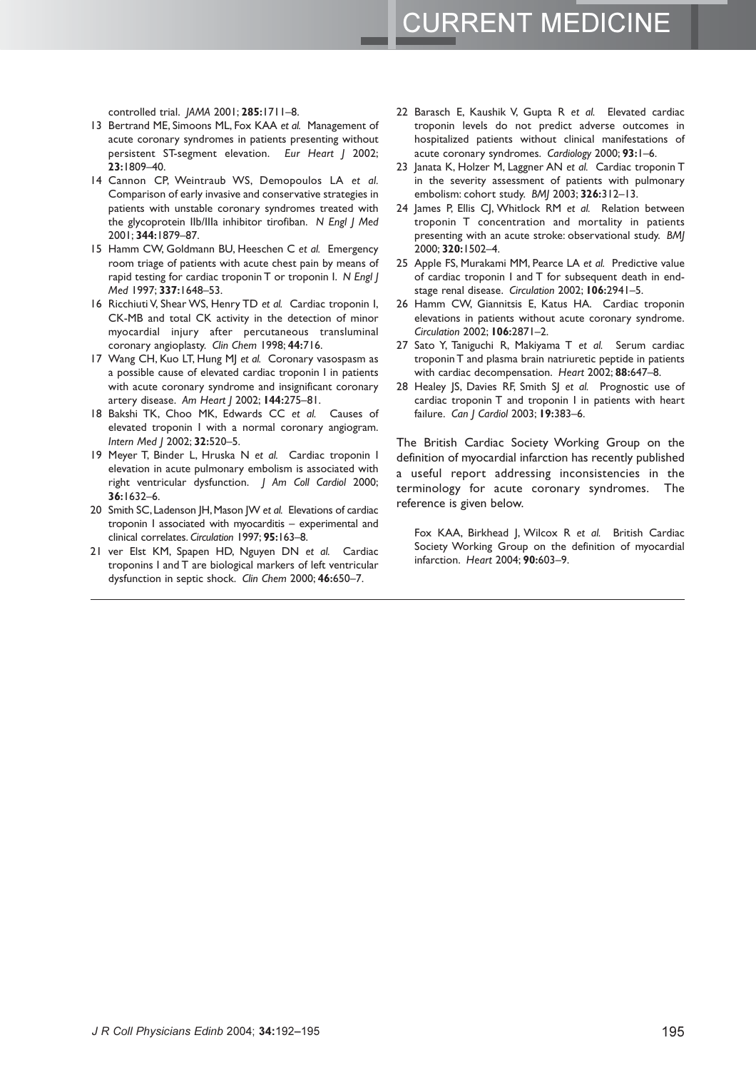controlled trial. *JAMA* 2001; **285:**1711–8.

13 Bertrand ME, Simoons ML, Fox KAA *et al.* Management of acute coronary syndromes in patients presenting without persistent ST-segment elevation. *Eur Heart J* 2002; **23:**1809–40.

14 Cannon CP, Weintraub WS, Demopoulos LA *et al*. Comparison of early invasive and conservative strategies in patients with unstable coronary syndromes treated with the glycoprotein IIb/IIIa inhibitor tirofiban. *N Engl J Med* 2001; **344:**1879–87.

15 Hamm CW, Goldmann BU, Heeschen C *et al.* Emergency room triage of patients with acute chest pain by means of rapid testing for cardiac troponin T or troponin I. *N Engl J Med* 1997; **337:**1648–53.

16 Ricchiuti V, Shear WS, Henry TD *et al.* Cardiac troponin I, CK-MB and total CK activity in the detection of minor myocardial injury after percutaneous transluminal coronary angioplasty. *Clin Chem* 1998; **44:**716.

17 Wang CH, Kuo LT, Hung MJ *et al.* Coronary vasospasm as a possible cause of elevated cardiac troponin I in patients with acute coronary syndrome and insignificant coronary artery disease. *Am Heart J* 2002; **144:**275–81.

18 Bakshi TK, Choo MK, Edwards CC *et al.* Causes of elevated troponin I with a normal coronary angiogram. *Intern Med J* 2002; **32:**520–5.

19 Meyer T, Binder L, Hruska N *et al.* Cardiac troponin I elevation in acute pulmonary embolism is associated with right ventricular dysfunction. *J Am Coll Cardiol* 2000; **36:**1632–6.

20 Smith SC, Ladenson JH, Mason JW *et al.* Elevations of cardiac troponin I associated with myocarditis – experimental and clinical correlates. *Circulation* 1997; **95:**163–8.

21 ver Elst KM, Spapen HD, Nguyen DN *et al.* Cardiac troponins I and T are biological markers of left ventricular dysfunction in septic shock. *Clin Chem* 2000; **46:**650–7.

22 Barasch E, Kaushik V, Gupta R *et al.* Elevated cardiac troponin levels do not predict adverse outcomes in hospitalized patients without clinical manifestations of acute coronary syndromes. *Cardiology* 2000; **93:**1–6.

23 Janata K, Holzer M, Laggner AN *et al.* Cardiac troponin T in the severity assessment of patients with pulmonary embolism: cohort study. *BMJ* 2003; **326:**312–13.

24 James P, Ellis CJ, Whitlock RM *et al.* Relation between troponin T concentration and mortality in patients presenting with an acute stroke: observational study. *BMJ* 2000; **320:**1502–4.

25 Apple FS, Murakami MM, Pearce LA *et al.* Predictive value of cardiac troponin I and T for subsequent death in end-stage renal disease. *Circulation* 2002; **106:**2941–5.

26 Hamm CW, Giannitsis E, Katus HA. Cardiac troponin elevations in patients without acute coronary syndrome. *Circulation* 2002; **106:**2871–2.

27 Sato Y, Taniguchi R, Makiyama T *et al.* Serum cardiac troponin T and plasma brain natriuretic peptide in patients with cardiac decompensation. *Heart* 2002; **88:**647–8.

28 Healey JS, Davies RF, Smith SJ *et al.* Prognostic use of cardiac troponin T and troponin I in patients with heart failure. *Can J Cardiol* 2003; **19:**383–6.

The British Cardiac Society Working Group on the definition of myocardial infarction has recently published a useful report addressing inconsistencies in the terminology for acute coronary syndromes. The reference is given below.

Fox KAA, Birkhead J, Wilcox R *et al.* British Cardiac Society Working Group on the definition of myocardial infarction. *Heart* 2004; **90:**603–9.